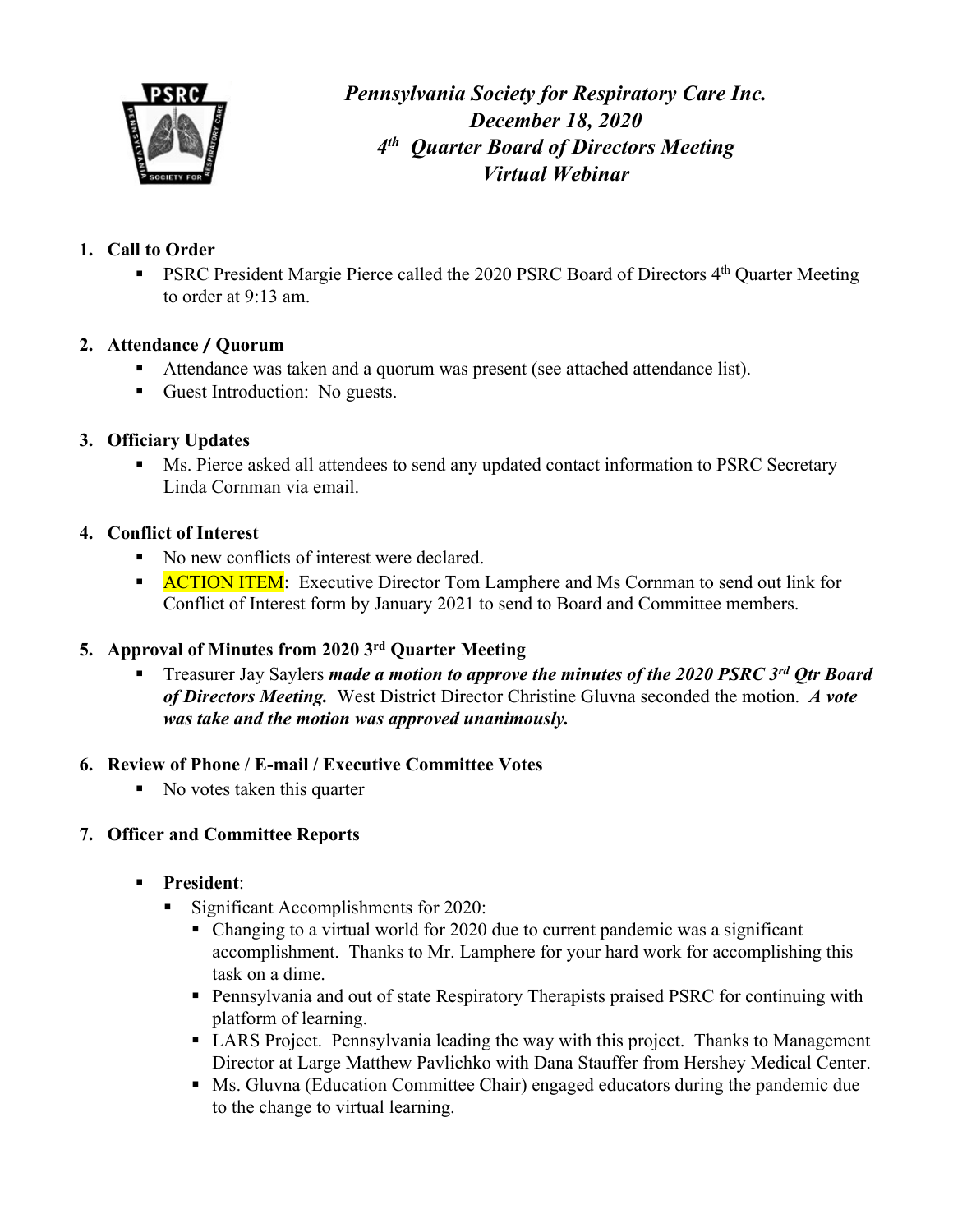# *Pennsylvania Society for Respiratory Care Inc.*
## *December 18, 2020*
## *4th Quarter Board of Directors Meeting*
## *Virtual Webinar*

1. **Call to Order**
   - PSRC President Margie Pierce called the 2020 PSRC Board of Directors 4th Quarter Meeting to order at 9:13 am.

2. **Attendance / Quorum**
   - Attendance was taken and a quorum was present (see attached attendance list).
   - Guest Introduction: No guests.

3. **Officiary Updates**
   - Ms. Pierce asked all attendees to send any updated contact information to PSRC Secretary Linda Cornman via email.

4. **Conflict of Interest**
   - No new conflicts of interest were declared.
   - ACTION ITEM: Executive Director Tom Lamphere and Ms Cornman to send out link for Conflict of Interest form by January 2021 to send to Board and Committee members.

5. **Approval of Minutes from 2020 3rd Quarter Meeting**
   - Treasurer Jay Saylers ***made a motion to approve the minutes of the 2020 PSRC 3rd Qtr Board of Directors Meeting.*** West District Director Christine Gluvna seconded the motion. ***A vote was take and the motion was approved unanimously.***

6. **Review of Phone / E-mail / Executive Committee Votes**
   - No votes taken this quarter

7. **Officer and Committee Reports**

   - **President**:
     - Significant Accomplishments for 2020:
       - Changing to a virtual world for 2020 due to current pandemic was a significant accomplishment. Thanks to Mr. Lamphere for your hard work for accomplishing this task on a dime.
       - Pennsylvania and out of state Respiratory Therapists praised PSRC for continuing with platform of learning.
       - LARS Project. Pennsylvania leading the way with this project. Thanks to Management Director at Large Matthew Pavlichko with Dana Stauffer from Hershey Medical Center.
       - Ms. Gluvna (Education Committee Chair) engaged educators during the pandemic due to the change to virtual learning.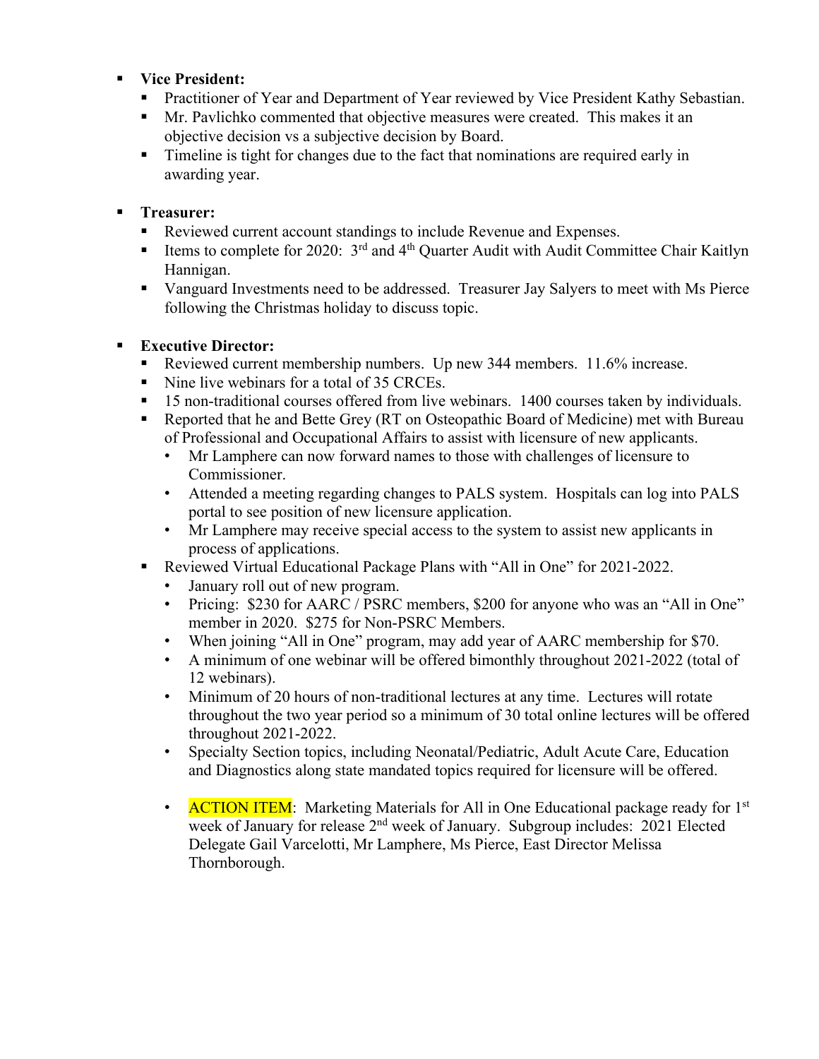- **Vice President:**
  - Practitioner of Year and Department of Year reviewed by Vice President Kathy Sebastian.
  - Mr. Pavlichko commented that objective measures were created. This makes it an objective decision vs a subjective decision by Board.
  - Timeline is tight for changes due to the fact that nominations are required early in awarding year.

- **Treasurer:**
  - Reviewed current account standings to include Revenue and Expenses.
  - Items to complete for 2020: 3rd and 4th Quarter Audit with Audit Committee Chair Kaitlyn Hannigan.
  - Vanguard Investments need to be addressed. Treasurer Jay Salyers to meet with Ms Pierce following the Christmas holiday to discuss topic.

- **Executive Director:**
  - Reviewed current membership numbers. Up new 344 members. 11.6% increase.
  - Nine live webinars for a total of 35 CRCEs.
  - 15 non-traditional courses offered from live webinars. 1400 courses taken by individuals.
  - Reported that he and Bette Grey (RT on Osteopathic Board of Medicine) met with Bureau of Professional and Occupational Affairs to assist with licensure of new applicants.
    - Mr Lamphere can now forward names to those with challenges of licensure to Commissioner.
    - Attended a meeting regarding changes to PALS system. Hospitals can log into PALS portal to see position of new licensure application.
    - Mr Lamphere may receive special access to the system to assist new applicants in process of applications.
  - Reviewed Virtual Educational Package Plans with "All in One" for 2021-2022.
    - January roll out of new program.
    - Pricing: $230 for AARC / PSRC members, $200 for anyone who was an "All in One" member in 2020. $275 for Non-PSRC Members.
    - When joining "All in One" program, may add year of AARC membership for $70.
    - A minimum of one webinar will be offered bimonthly throughout 2021-2022 (total of 12 webinars).
    - Minimum of 20 hours of non-traditional lectures at any time. Lectures will rotate throughout the two year period so a minimum of 30 total online lectures will be offered throughout 2021-2022.
    - Specialty Section topics, including Neonatal/Pediatric, Adult Acute Care, Education and Diagnostics along state mandated topics required for licensure will be offered.

    - ACTION ITEM: Marketing Materials for All in One Educational package ready for 1st week of January for release 2nd week of January. Subgroup includes: 2021 Elected Delegate Gail Varcelotti, Mr Lamphere, Ms Pierce, East Director Melissa Thornborough.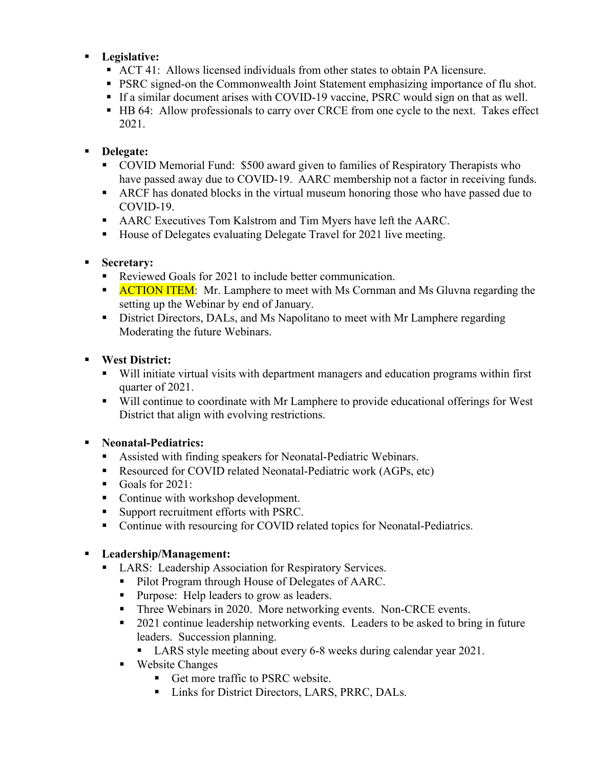- **Legislative:**
  - ACT 41: Allows licensed individuals from other states to obtain PA licensure.
  - PSRC signed-on the Commonwealth Joint Statement emphasizing importance of flu shot.
  - If a similar document arises with COVID-19 vaccine, PSRC would sign on that as well.
  - HB 64: Allow professionals to carry over CRCE from one cycle to the next. Takes effect 2021.

- **Delegate:**
  - COVID Memorial Fund: $500 award given to families of Respiratory Therapists who have passed away due to COVID-19. AARC membership not a factor in receiving funds.
  - ARCF has donated blocks in the virtual museum honoring those who have passed due to COVID-19.
  - AARC Executives Tom Kalstrom and Tim Myers have left the AARC.
  - House of Delegates evaluating Delegate Travel for 2021 live meeting.

- **Secretary:**
  - Reviewed Goals for 2021 to include better communication.
  - ACTION ITEM: Mr. Lamphere to meet with Ms Cornman and Ms Gluvna regarding the setting up the Webinar by end of January.
  - District Directors, DALs, and Ms Napolitano to meet with Mr Lamphere regarding Moderating the future Webinars.

- **West District:**
  - Will initiate virtual visits with department managers and education programs within first quarter of 2021.
  - Will continue to coordinate with Mr Lamphere to provide educational offerings for West District that align with evolving restrictions.

- **Neonatal-Pediatrics:**
  - Assisted with finding speakers for Neonatal-Pediatric Webinars.
  - Resourced for COVID related Neonatal-Pediatric work (AGPs, etc)
  - Goals for 2021:
  - Continue with workshop development.
  - Support recruitment efforts with PSRC.
  - Continue with resourcing for COVID related topics for Neonatal-Pediatrics.

- **Leadership/Management:**
  - LARS: Leadership Association for Respiratory Services.
    - Pilot Program through House of Delegates of AARC.
    - Purpose: Help leaders to grow as leaders.
    - Three Webinars in 2020. More networking events. Non-CRCE events.
    - 2021 continue leadership networking events. Leaders to be asked to bring in future leaders. Succession planning.
      - LARS style meeting about every 6-8 weeks during calendar year 2021.
    - Website Changes
      - Get more traffic to PSRC website.
      - Links for District Directors, LARS, PRRC, DALs.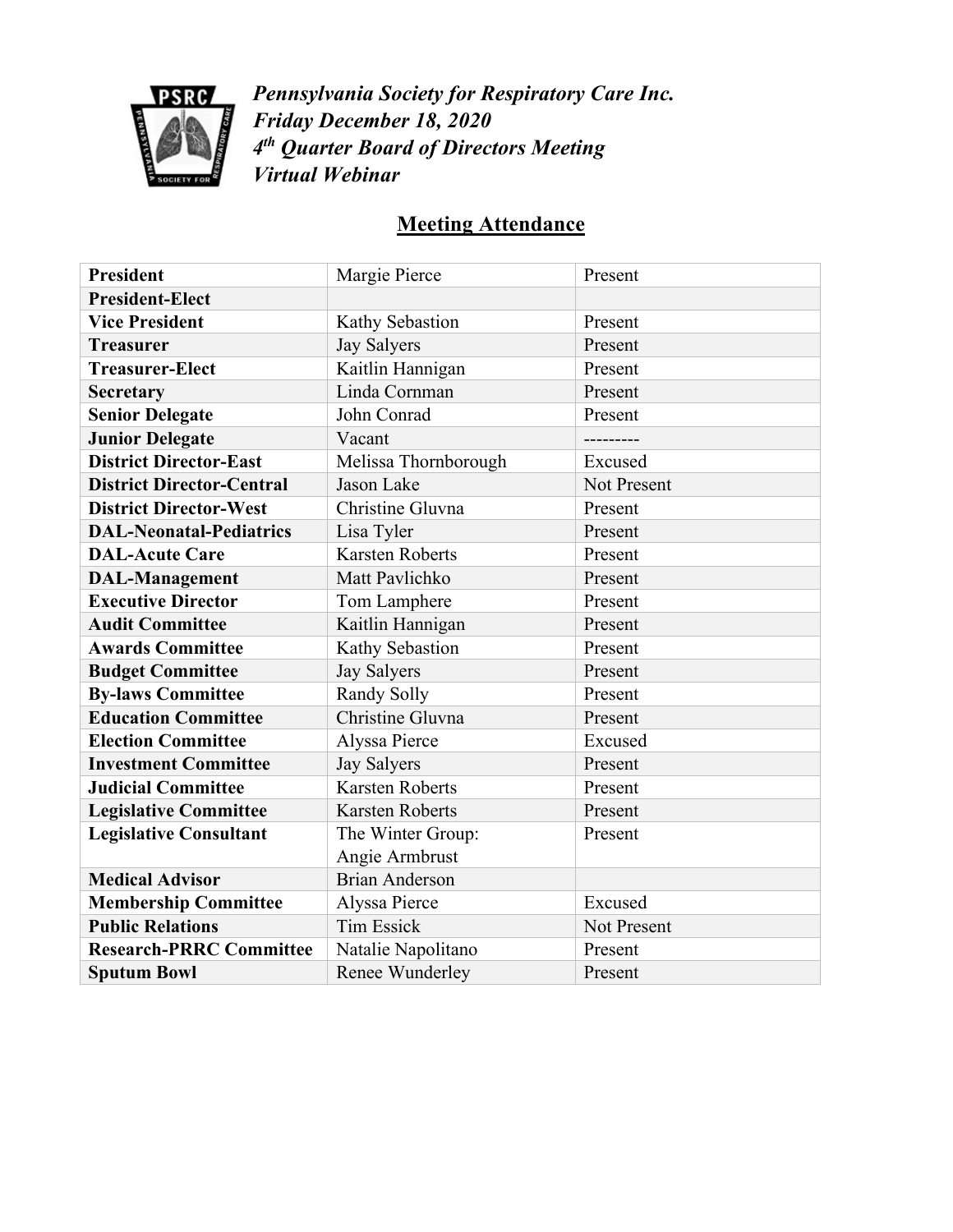***Pennsylvania Society for Respiratory Care Inc.***
***Friday December 18, 2020***
***4th Quarter Board of Directors Meeting***
***Virtual Webinar***

## Meeting Attendance

| | | |
|---|---|---|
| **President** | Margie Pierce | Present |
| **President-Elect** | | |
| **Vice President** | Kathy Sebastion | Present |
| **Treasurer** | Jay Salyers | Present |
| **Treasurer-Elect** | Kaitlin Hannigan | Present |
| **Secretary** | Linda Cornman | Present |
| **Senior Delegate** | John Conrad | Present |
| **Junior Delegate** | Vacant | --------- |
| **District Director-East** | Melissa Thornborough | Excused |
| **District Director-Central** | Jason Lake | Not Present |
| **District Director-West** | Christine Gluvna | Present |
| **DAL-Neonatal-Pediatrics** | Lisa Tyler | Present |
| **DAL-Acute Care** | Karsten Roberts | Present |
| **DAL-Management** | Matt Pavlichko | Present |
| **Executive Director** | Tom Lamphere | Present |
| **Audit Committee** | Kaitlin Hannigan | Present |
| **Awards Committee** | Kathy Sebastion | Present |
| **Budget Committee** | Jay Salyers | Present |
| **By-laws Committee** | Randy Solly | Present |
| **Education Committee** | Christine Gluvna | Present |
| **Election Committee** | Alyssa Pierce | Excused |
| **Investment Committee** | Jay Salyers | Present |
| **Judicial Committee** | Karsten Roberts | Present |
| **Legislative Committee** | Karsten Roberts | Present |
| **Legislative Consultant** | The Winter Group: Angie Armbrust | Present |
| **Medical Advisor** | Brian Anderson | |
| **Membership Committee** | Alyssa Pierce | Excused |
| **Public Relations** | Tim Essick | Not Present |
| **Research-PRRC Committee** | Natalie Napolitano | Present |
| **Sputum Bowl** | Renee Wunderley | Present |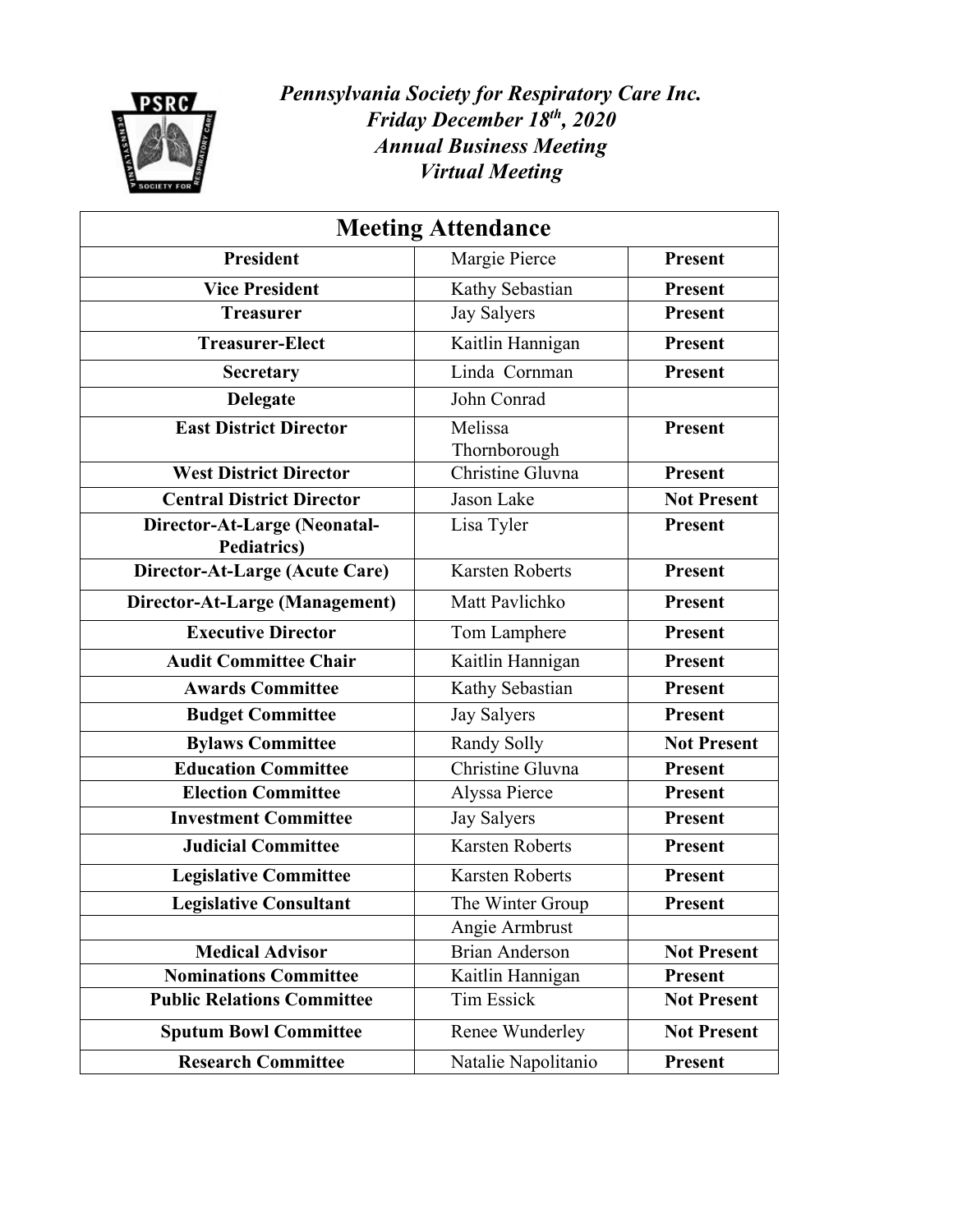***Pennsylvania Society for Respiratory Care Inc.***
***Friday December 18th, 2020***
***Annual Business Meeting***
***Virtual Meeting***

| Meeting Attendance | | |
|---|---|---|
| **President** | Margie Pierce | **Present** |
| **Vice President** | Kathy Sebastian | **Present** |
| **Treasurer** | Jay Salyers | **Present** |
| **Treasurer-Elect** | Kaitlin Hannigan | **Present** |
| **Secretary** | Linda Cornman | **Present** |
| **Delegate** | John Conrad | |
| **East District Director** | Melissa Thornborough | **Present** |
| **West District Director** | Christine Gluvna | **Present** |
| **Central District Director** | Jason Lake | **Not Present** |
| **Director-At-Large (Neonatal-Pediatrics)** | Lisa Tyler | **Present** |
| **Director-At-Large (Acute Care)** | Karsten Roberts | **Present** |
| **Director-At-Large (Management)** | Matt Pavlichko | **Present** |
| **Executive Director** | Tom Lamphere | **Present** |
| **Audit Committee Chair** | Kaitlin Hannigan | **Present** |
| **Awards Committee** | Kathy Sebastian | **Present** |
| **Budget Committee** | Jay Salyers | **Present** |
| **Bylaws Committee** | Randy Solly | **Not Present** |
| **Education Committee** | Christine Gluvna | **Present** |
| **Election Committee** | Alyssa Pierce | **Present** |
| **Investment Committee** | Jay Salyers | **Present** |
| **Judicial Committee** | Karsten Roberts | **Present** |
| **Legislative Committee** | Karsten Roberts | **Present** |
| **Legislative Consultant** | The Winter Group | **Present** |
| | Angie Armbrust | |
| **Medical Advisor** | Brian Anderson | **Not Present** |
| **Nominations Committee** | Kaitlin Hannigan | **Present** |
| **Public Relations Committee** | Tim Essick | **Not Present** |
| **Sputum Bowl Committee** | Renee Wunderley | **Not Present** |
| **Research Committee** | Natalie Napolitanio | **Present** |